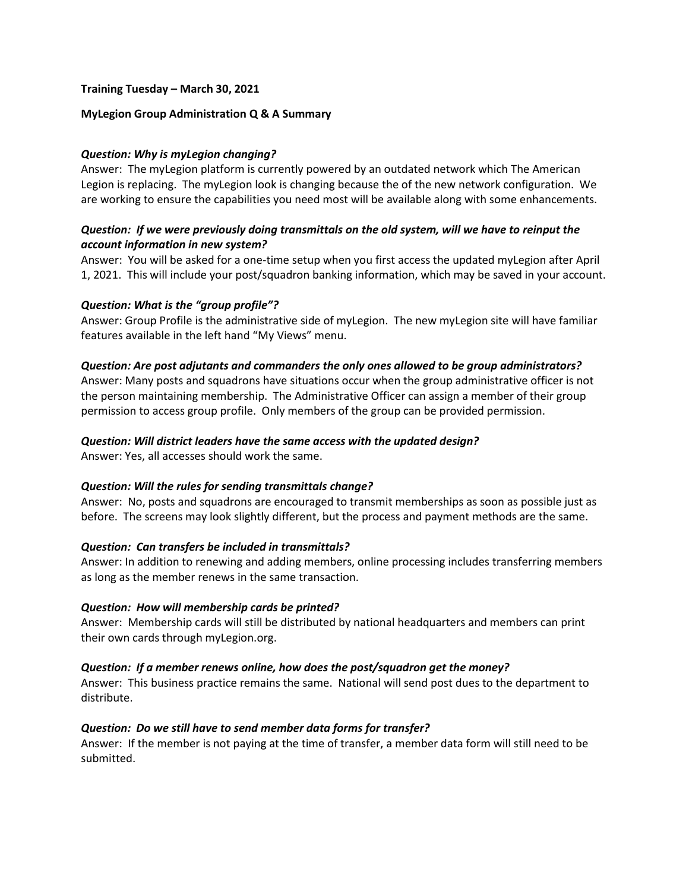**Training Tuesday – March 30, 2021**

**MyLegion Group Administration Q & A Summary**

***Question: Why is myLegion changing?***
Answer: The myLegion platform is currently powered by an outdated network which The American Legion is replacing. The myLegion look is changing because the of the new network configuration. We are working to ensure the capabilities you need most will be available along with some enhancements.

***Question: If we were previously doing transmittals on the old system, will we have to reinput the account information in new system?***
Answer: You will be asked for a one-time setup when you first access the updated myLegion after April 1, 2021. This will include your post/squadron banking information, which may be saved in your account.

***Question: What is the "group profile"?***
Answer: Group Profile is the administrative side of myLegion. The new myLegion site will have familiar features available in the left hand "My Views" menu.

***Question: Are post adjutants and commanders the only ones allowed to be group administrators?***
Answer: Many posts and squadrons have situations occur when the group administrative officer is not the person maintaining membership. The Administrative Officer can assign a member of their group permission to access group profile. Only members of the group can be provided permission.

***Question: Will district leaders have the same access with the updated design?***
Answer: Yes, all accesses should work the same.

***Question: Will the rules for sending transmittals change?***
Answer: No, posts and squadrons are encouraged to transmit memberships as soon as possible just as before. The screens may look slightly different, but the process and payment methods are the same.

***Question: Can transfers be included in transmittals?***
Answer: In addition to renewing and adding members, online processing includes transferring members as long as the member renews in the same transaction.

***Question: How will membership cards be printed?***
Answer: Membership cards will still be distributed by national headquarters and members can print their own cards through myLegion.org.

***Question: If a member renews online, how does the post/squadron get the money?***
Answer: This business practice remains the same. National will send post dues to the department to distribute.

***Question: Do we still have to send member data forms for transfer?***
Answer: If the member is not paying at the time of transfer, a member data form will still need to be submitted.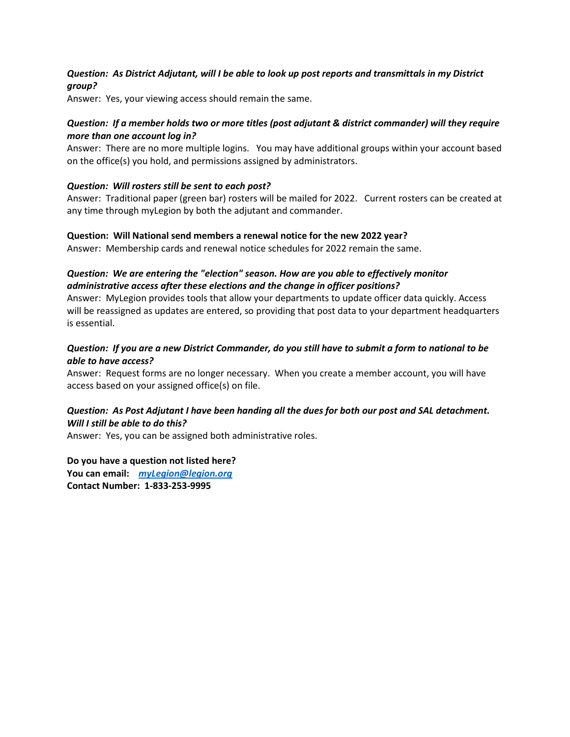***Question: As District Adjutant, will I be able to look up post reports and transmittals in my District group?***
Answer: Yes, your viewing access should remain the same.

***Question: If a member holds two or more titles (post adjutant & district commander) will they require more than one account log in?***
Answer: There are no more multiple logins. You may have additional groups within your account based on the office(s) you hold, and permissions assigned by administrators.

***Question: Will rosters still be sent to each post?***
Answer: Traditional paper (green bar) rosters will be mailed for 2022. Current rosters can be created at any time through myLegion by both the adjutant and commander.

**Question: Will National send members a renewal notice for the new 2022 year?**
Answer: Membership cards and renewal notice schedules for 2022 remain the same.

***Question: We are entering the "election" season. How are you able to effectively monitor administrative access after these elections and the change in officer positions?***
Answer: MyLegion provides tools that allow your departments to update officer data quickly. Access will be reassigned as updates are entered, so providing that post data to your department headquarters is essential.

***Question: If you are a new District Commander, do you still have to submit a form to national to be able to have access?***
Answer: Request forms are no longer necessary. When you create a member account, you will have access based on your assigned office(s) on file.

***Question: As Post Adjutant I have been handing all the dues for both our post and SAL detachment. Will I still be able to do this?***
Answer: Yes, you can be assigned both administrative roles.

**Do you have a question not listed here?**
**You can email: *myLegion@legion.org***
**Contact Number: 1-833-253-9995**